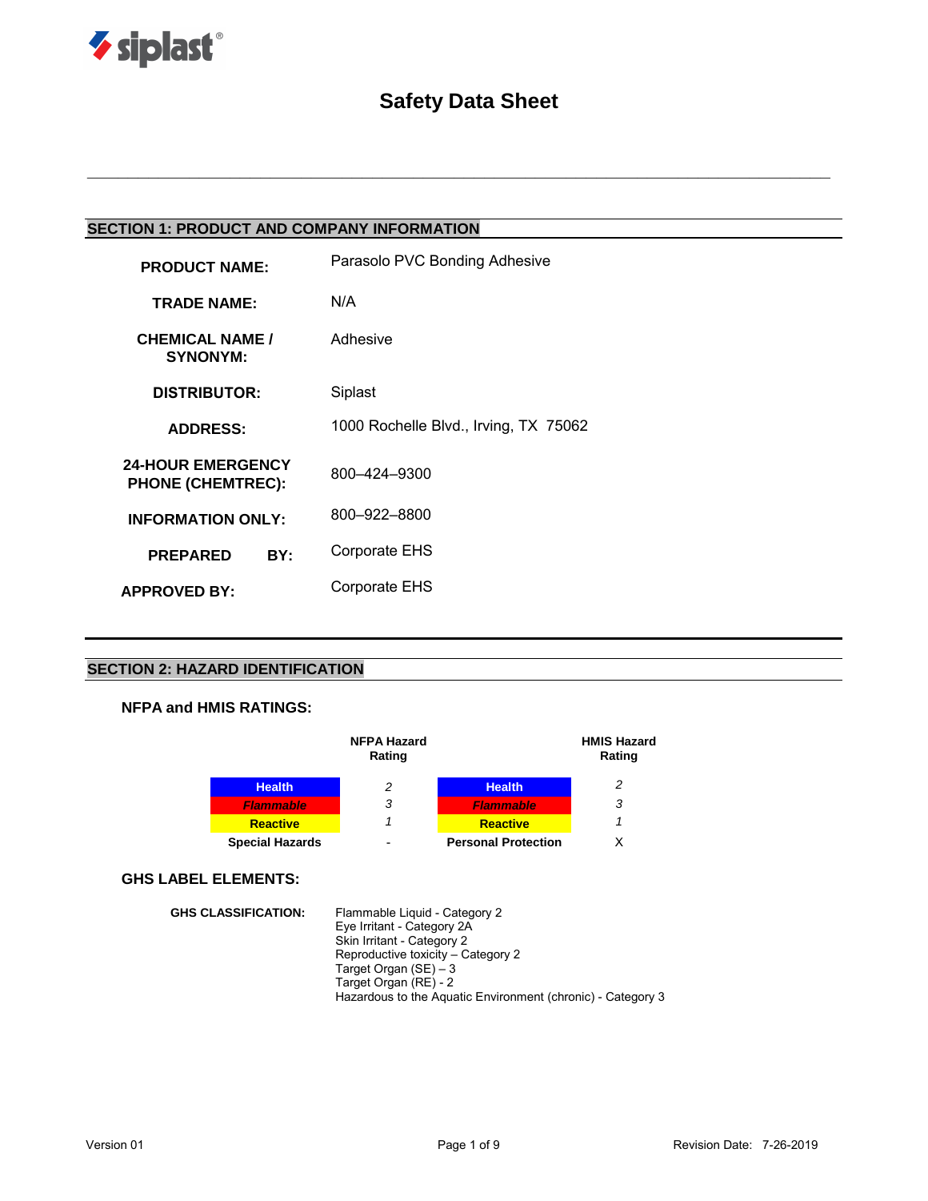siplast®

# Safety Data Sheet

## SECTION 1: PRODUCT AND COMPANY INFORMATION

| | |
|---|---|
| **PRODUCT NAME:** | Parasolo PVC Bonding Adhesive |
| **TRADE NAME:** | N/A |
| **CHEMICAL NAME / SYNONYM:** | Adhesive |
| **DISTRIBUTOR:** | Siplast |
| **ADDRESS:** | 1000 Rochelle Blvd., Irving, TX 75062 |
| **24-HOUR EMERGENCY PHONE (CHEMTREC):** | 800–424–9300 |
| **INFORMATION ONLY:** | 800–922–8800 |
| **PREPARED BY:** | Corporate EHS |
| **APPROVED BY:** | Corporate EHS |

## SECTION 2: HAZARD IDENTIFICATION

### NFPA and HMIS RATINGS:

| | NFPA Hazard Rating | | HMIS Hazard Rating |
|---|---|---|---|
| Health | 2 | Health | 2 |
| *Flammable* | 3 | *Flammable* | 3 |
| Reactive | 1 | Reactive | 1 |
| **Special Hazards** | - | **Personal Protection** | X |

### GHS LABEL ELEMENTS:

**GHS CLASSIFICATION:**

Flammable Liquid - Category 2
Eye Irritant - Category 2A
Skin Irritant - Category 2
Reproductive toxicity – Category 2
Target Organ (SE) – 3
Target Organ (RE) - 2
Hazardous to the Aquatic Environment (chronic) - Category 3

Version 01 | Revision Date: 7-26-2019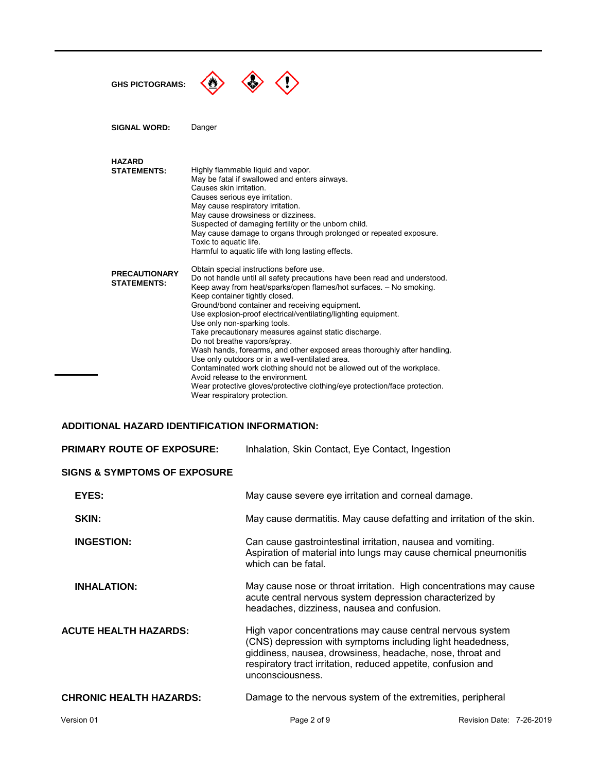**GHS PICTOGRAMS:**

**SIGNAL WORD:** Danger

**HAZARD STATEMENTS:**

Highly flammable liquid and vapor.
May be fatal if swallowed and enters airways.
Causes skin irritation.
Causes serious eye irritation.
May cause respiratory irritation.
May cause drowsiness or dizziness.
Suspected of damaging fertility or the unborn child.
May cause damage to organs through prolonged or repeated exposure.
Toxic to aquatic life.
Harmful to aquatic life with long lasting effects.

**PRECAUTIONARY STATEMENTS:**

Obtain special instructions before use.
Do not handle until all safety precautions have been read and understood.
Keep away from heat/sparks/open flames/hot surfaces. – No smoking.
Keep container tightly closed.
Ground/bond container and receiving equipment.
Use explosion-proof electrical/ventilating/lighting equipment.
Use only non-sparking tools.
Take precautionary measures against static discharge.
Do not breathe vapors/spray.
Wash hands, forearms, and other exposed areas thoroughly after handling.
Use only outdoors or in a well-ventilated area.
Contaminated work clothing should not be allowed out of the workplace.
Avoid release to the environment.
Wear protective gloves/protective clothing/eye protection/face protection.
Wear respiratory protection.

## ADDITIONAL HAZARD IDENTIFICATION INFORMATION:

**PRIMARY ROUTE OF EXPOSURE:** Inhalation, Skin Contact, Eye Contact, Ingestion

**SIGNS & SYMPTOMS OF EXPOSURE**

**EYES:** May cause severe eye irritation and corneal damage.

**SKIN:** May cause dermatitis. May cause defatting and irritation of the skin.

**INGESTION:** Can cause gastrointestinal irritation, nausea and vomiting. Aspiration of material into lungs may cause chemical pneumonitis which can be fatal.

**INHALATION:** May cause nose or throat irritation. High concentrations may cause acute central nervous system depression characterized by headaches, dizziness, nausea and confusion.

**ACUTE HEALTH HAZARDS:** High vapor concentrations may cause central nervous system (CNS) depression with symptoms including light headedness, giddiness, nausea, drowsiness, headache, nose, throat and respiratory tract irritation, reduced appetite, confusion and unconsciousness.

**CHRONIC HEALTH HAZARDS:** Damage to the nervous system of the extremities, peripheral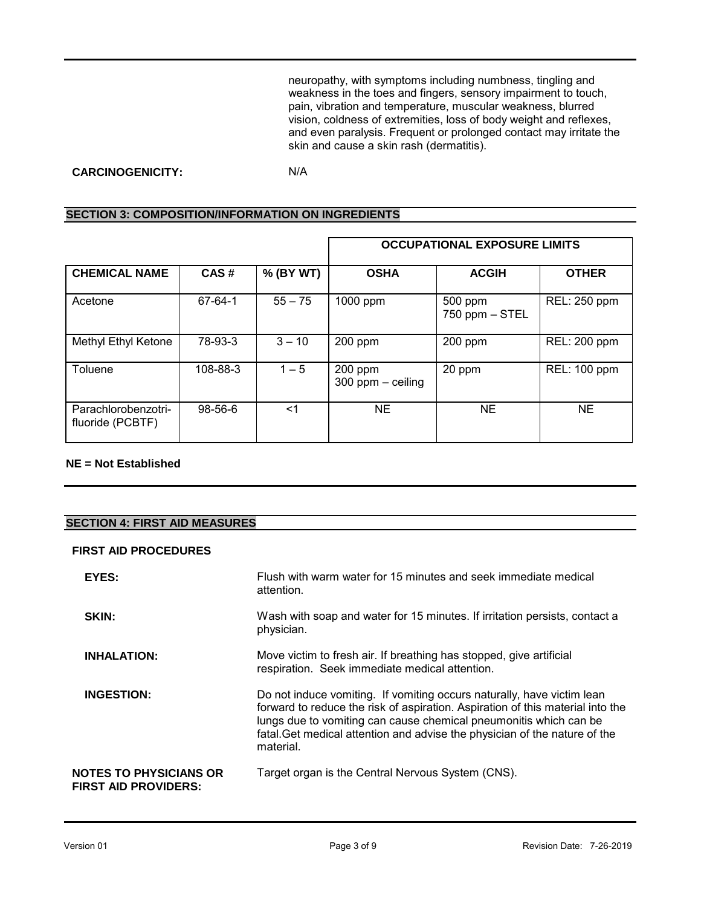neuropathy, with symptoms including numbness, tingling and weakness in the toes and fingers, sensory impairment to touch, pain, vibration and temperature, muscular weakness, blurred vision, coldness of extremities, loss of body weight and reflexes, and even paralysis. Frequent or prolonged contact may irritate the skin and cause a skin rash (dermatitis).

**CARCINOGENICITY:** N/A

## SECTION 3: COMPOSITION/INFORMATION ON INGREDIENTS

| | | | OCCUPATIONAL EXPOSURE LIMITS | | |
|---|---|---|---|---|---|
| **CHEMICAL NAME** | **CAS #** | **% (BY WT)** | **OSHA** | **ACGIH** | **OTHER** |
| Acetone | 67-64-1 | 55 – 75 | 1000 ppm | 500 ppm<br>750 ppm – STEL | REL: 250 ppm |
| Methyl Ethyl Ketone | 78-93-3 | 3 – 10 | 200 ppm | 200 ppm | REL: 200 ppm |
| Toluene | 108-88-3 | 1 – 5 | 200 ppm<br>300 ppm – ceiling | 20 ppm | REL: 100 ppm |
| Parachlorobenzotri-fluoride (PCBTF) | 98-56-6 | <1 | NE | NE | NE |

**NE = Not Established**

## SECTION 4: FIRST AID MEASURES

**FIRST AID PROCEDURES**

**EYES:** Flush with warm water for 15 minutes and seek immediate medical attention.

**SKIN:** Wash with soap and water for 15 minutes. If irritation persists, contact a physician.

**INHALATION:** Move victim to fresh air. If breathing has stopped, give artificial respiration. Seek immediate medical attention.

**INGESTION:** Do not induce vomiting. If vomiting occurs naturally, have victim lean forward to reduce the risk of aspiration. Aspiration of this material into the lungs due to vomiting can cause chemical pneumonitis which can be fatal.Get medical attention and advise the physician of the nature of the material.

**NOTES TO PHYSICIANS OR FIRST AID PROVIDERS:** Target organ is the Central Nervous System (CNS).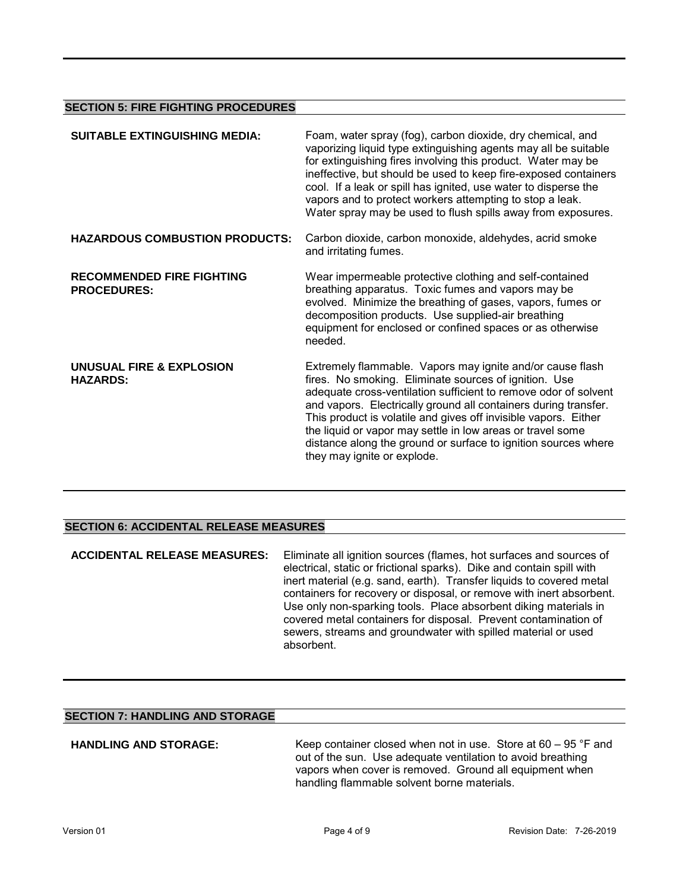## SECTION 5: FIRE FIGHTING PROCEDURES

**SUITABLE EXTINGUISHING MEDIA:** Foam, water spray (fog), carbon dioxide, dry chemical, and vaporizing liquid type extinguishing agents may all be suitable for extinguishing fires involving this product. Water may be ineffective, but should be used to keep fire-exposed containers cool. If a leak or spill has ignited, use water to disperse the vapors and to protect workers attempting to stop a leak. Water spray may be used to flush spills away from exposures.

**HAZARDOUS COMBUSTION PRODUCTS:** Carbon dioxide, carbon monoxide, aldehydes, acrid smoke and irritating fumes.

**RECOMMENDED FIRE FIGHTING PROCEDURES:** Wear impermeable protective clothing and self-contained breathing apparatus. Toxic fumes and vapors may be evolved. Minimize the breathing of gases, vapors, fumes or decomposition products. Use supplied-air breathing equipment for enclosed or confined spaces or as otherwise needed.

**UNUSUAL FIRE & EXPLOSION HAZARDS:** Extremely flammable. Vapors may ignite and/or cause flash fires. No smoking. Eliminate sources of ignition. Use adequate cross-ventilation sufficient to remove odor of solvent and vapors. Electrically ground all containers during transfer. This product is volatile and gives off invisible vapors. Either the liquid or vapor may settle in low areas or travel some distance along the ground or surface to ignition sources where they may ignite or explode.

## SECTION 6: ACCIDENTAL RELEASE MEASURES

**ACCIDENTAL RELEASE MEASURES:** Eliminate all ignition sources (flames, hot surfaces and sources of electrical, static or frictional sparks). Dike and contain spill with inert material (e.g. sand, earth). Transfer liquids to covered metal containers for recovery or disposal, or remove with inert absorbent. Use only non-sparking tools. Place absorbent diking materials in covered metal containers for disposal. Prevent contamination of sewers, streams and groundwater with spilled material or used absorbent.

## SECTION 7: HANDLING AND STORAGE

**HANDLING AND STORAGE:** Keep container closed when not in use. Store at 60 – 95 °F and out of the sun. Use adequate ventilation to avoid breathing vapors when cover is removed. Ground all equipment when handling flammable solvent borne materials.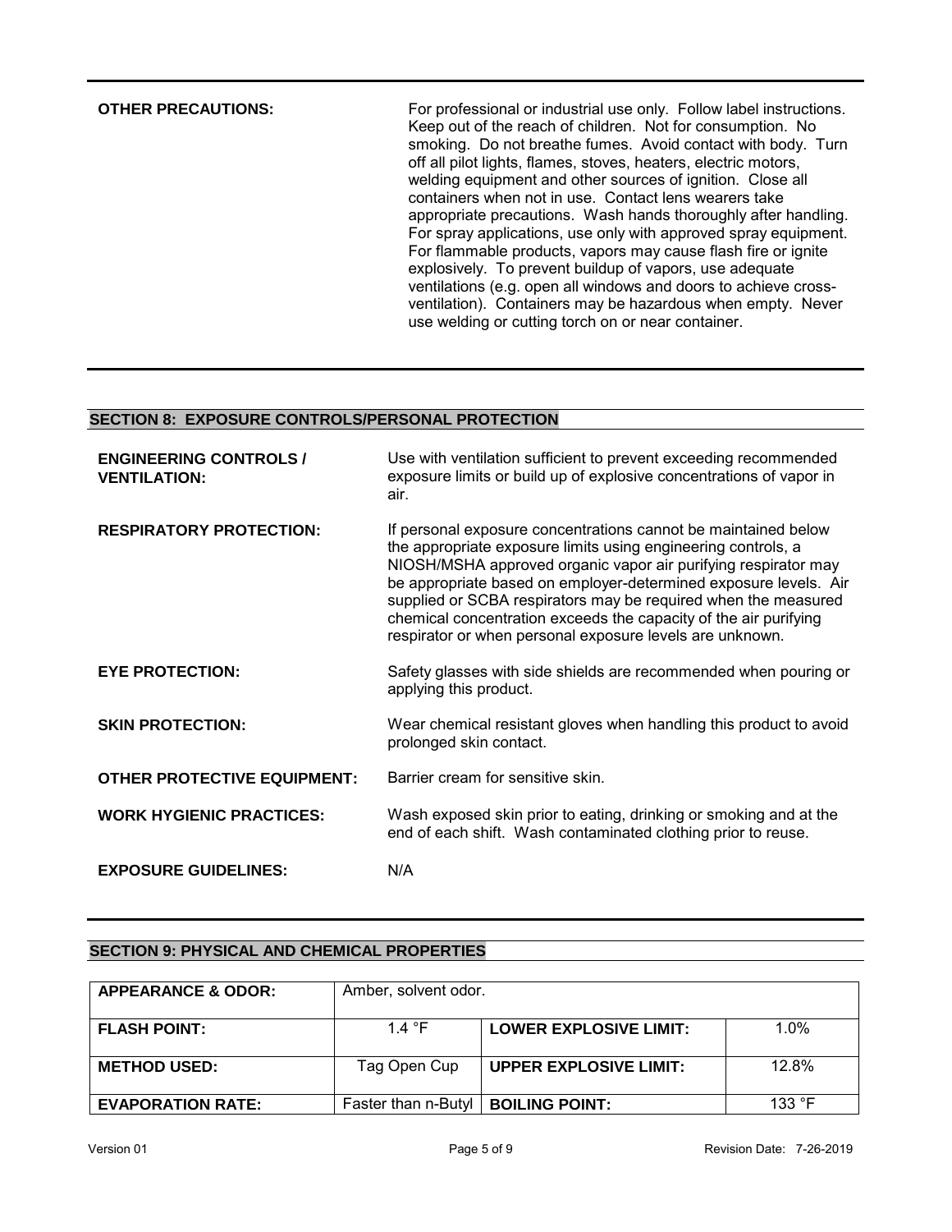**OTHER PRECAUTIONS:** For professional or industrial use only. Follow label instructions. Keep out of the reach of children. Not for consumption. No smoking. Do not breathe fumes. Avoid contact with body. Turn off all pilot lights, flames, stoves, heaters, electric motors, welding equipment and other sources of ignition. Close all containers when not in use. Contact lens wearers take appropriate precautions. Wash hands thoroughly after handling. For spray applications, use only with approved spray equipment. For flammable products, vapors may cause flash fire or ignite explosively. To prevent buildup of vapors, use adequate ventilations (e.g. open all windows and doors to achieve cross-ventilation). Containers may be hazardous when empty. Never use welding or cutting torch on or near container.

## SECTION 8: EXPOSURE CONTROLS/PERSONAL PROTECTION

**ENGINEERING CONTROLS / VENTILATION:** Use with ventilation sufficient to prevent exceeding recommended exposure limits or build up of explosive concentrations of vapor in air.

**RESPIRATORY PROTECTION:** If personal exposure concentrations cannot be maintained below the appropriate exposure limits using engineering controls, a NIOSH/MSHA approved organic vapor air purifying respirator may be appropriate based on employer-determined exposure levels. Air supplied or SCBA respirators may be required when the measured chemical concentration exceeds the capacity of the air purifying respirator or when personal exposure levels are unknown.

**EYE PROTECTION:** Safety glasses with side shields are recommended when pouring or applying this product.

**SKIN PROTECTION:** Wear chemical resistant gloves when handling this product to avoid prolonged skin contact.

**OTHER PROTECTIVE EQUIPMENT:** Barrier cream for sensitive skin.

**WORK HYGIENIC PRACTICES:** Wash exposed skin prior to eating, drinking or smoking and at the end of each shift. Wash contaminated clothing prior to reuse.

**EXPOSURE GUIDELINES:** N/A

## SECTION 9: PHYSICAL AND CHEMICAL PROPERTIES

| **APPEARANCE & ODOR:** | Amber, solvent odor. | | |
|---|---|---|---|
| **FLASH POINT:** | 1.4 °F | **LOWER EXPLOSIVE LIMIT:** | 1.0% |
| **METHOD USED:** | Tag Open Cup | **UPPER EXPLOSIVE LIMIT:** | 12.8% |
| **EVAPORATION RATE:** | Faster than n-Butyl | **BOILING POINT:** | 133 °F |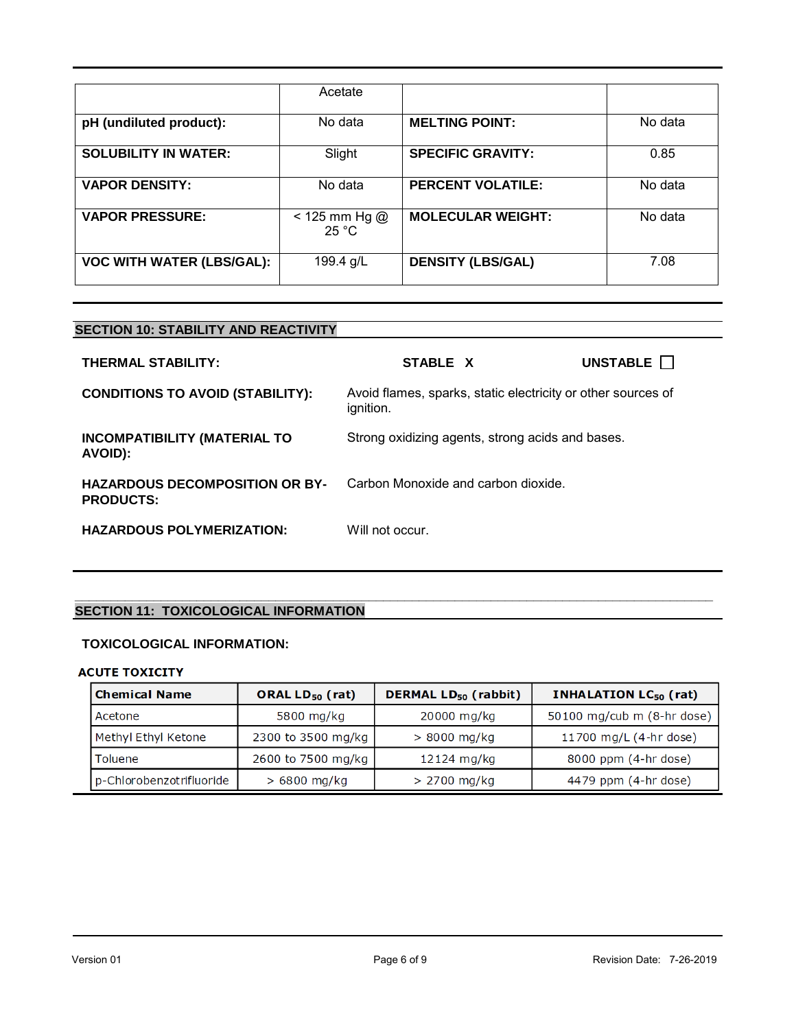| | Acetate | | |
|---|---|---|---|
| **pH (undiluted product):** | No data | **MELTING POINT:** | No data |
| **SOLUBILITY IN WATER:** | Slight | **SPECIFIC GRAVITY:** | 0.85 |
| **VAPOR DENSITY:** | No data | **PERCENT VOLATILE:** | No data |
| **VAPOR PRESSURE:** | < 125 mm Hg @ 25 °C | **MOLECULAR WEIGHT:** | No data |
| **VOC WITH WATER (LBS/GAL):** | 199.4 g/L | **DENSITY (LBS/GAL)** | 7.08 |

## SECTION 10: STABILITY AND REACTIVITY

**THERMAL STABILITY:** **STABLE X** **UNSTABLE** ☐

**CONDITIONS TO AVOID (STABILITY):** Avoid flames, sparks, static electricity or other sources of ignition.

**INCOMPATIBILITY (MATERIAL TO AVOID):** Strong oxidizing agents, strong acids and bases.

**HAZARDOUS DECOMPOSITION OR BY-PRODUCTS:** Carbon Monoxide and carbon dioxide.

**HAZARDOUS POLYMERIZATION:** Will not occur.

## SECTION 11: TOXICOLOGICAL INFORMATION

**TOXICOLOGICAL INFORMATION:**

**ACUTE TOXICITY**

| Chemical Name | ORAL $LD_{50}$ (rat) | DERMAL $LD_{50}$ (rabbit) | INHALATION $LC_{50}$ (rat) |
|---|---|---|---|
| Acetone | 5800 mg/kg | 20000 mg/kg | 50100 mg/cub m (8-hr dose) |
| Methyl Ethyl Ketone | 2300 to 3500 mg/kg | > 8000 mg/kg | 11700 mg/L (4-hr dose) |
| Toluene | 2600 to 7500 mg/kg | 12124 mg/kg | 8000 ppm (4-hr dose) |
| p-Chlorobenzotrifluoride | > 6800 mg/kg | > 2700 mg/kg | 4479 ppm (4-hr dose) |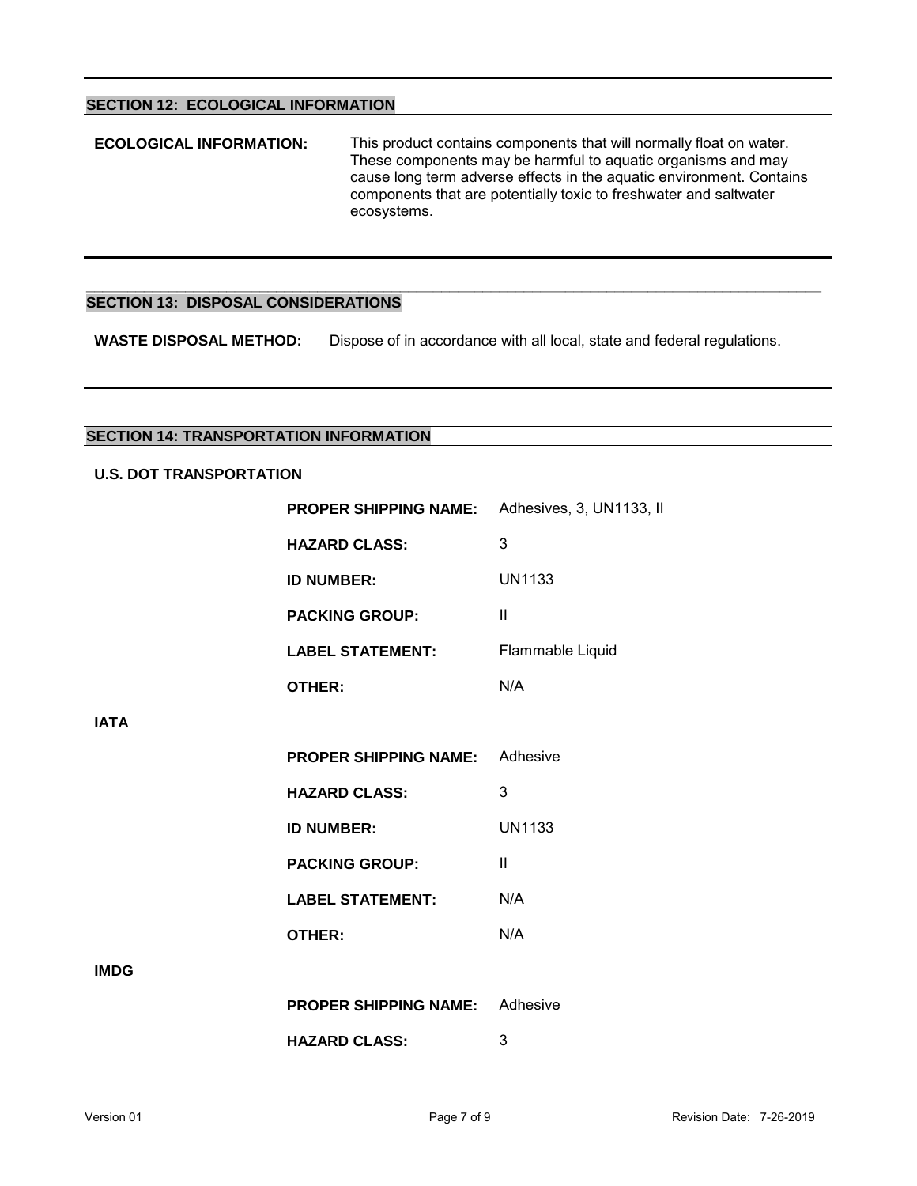## SECTION 12: ECOLOGICAL INFORMATION

**ECOLOGICAL INFORMATION:** This product contains components that will normally float on water. These components may be harmful to aquatic organisms and may cause long term adverse effects in the aquatic environment. Contains components that are potentially toxic to freshwater and saltwater ecosystems.

## SECTION 13: DISPOSAL CONSIDERATIONS

**WASTE DISPOSAL METHOD:** Dispose of in accordance with all local, state and federal regulations.

## SECTION 14: TRANSPORTATION INFORMATION

### U.S. DOT TRANSPORTATION

| | |
|---|---|
| **PROPER SHIPPING NAME:** | Adhesives, 3, UN1133, II |
| **HAZARD CLASS:** | 3 |
| **ID NUMBER:** | UN1133 |
| **PACKING GROUP:** | II |
| **LABEL STATEMENT:** | Flammable Liquid |
| **OTHER:** | N/A |

### IATA

| | |
|---|---|
| **PROPER SHIPPING NAME:** | Adhesive |
| **HAZARD CLASS:** | 3 |
| **ID NUMBER:** | UN1133 |
| **PACKING GROUP:** | II |
| **LABEL STATEMENT:** | N/A |
| **OTHER:** | N/A |

### IMDG

| | |
|---|---|
| **PROPER SHIPPING NAME:** | Adhesive |
| **HAZARD CLASS:** | 3 |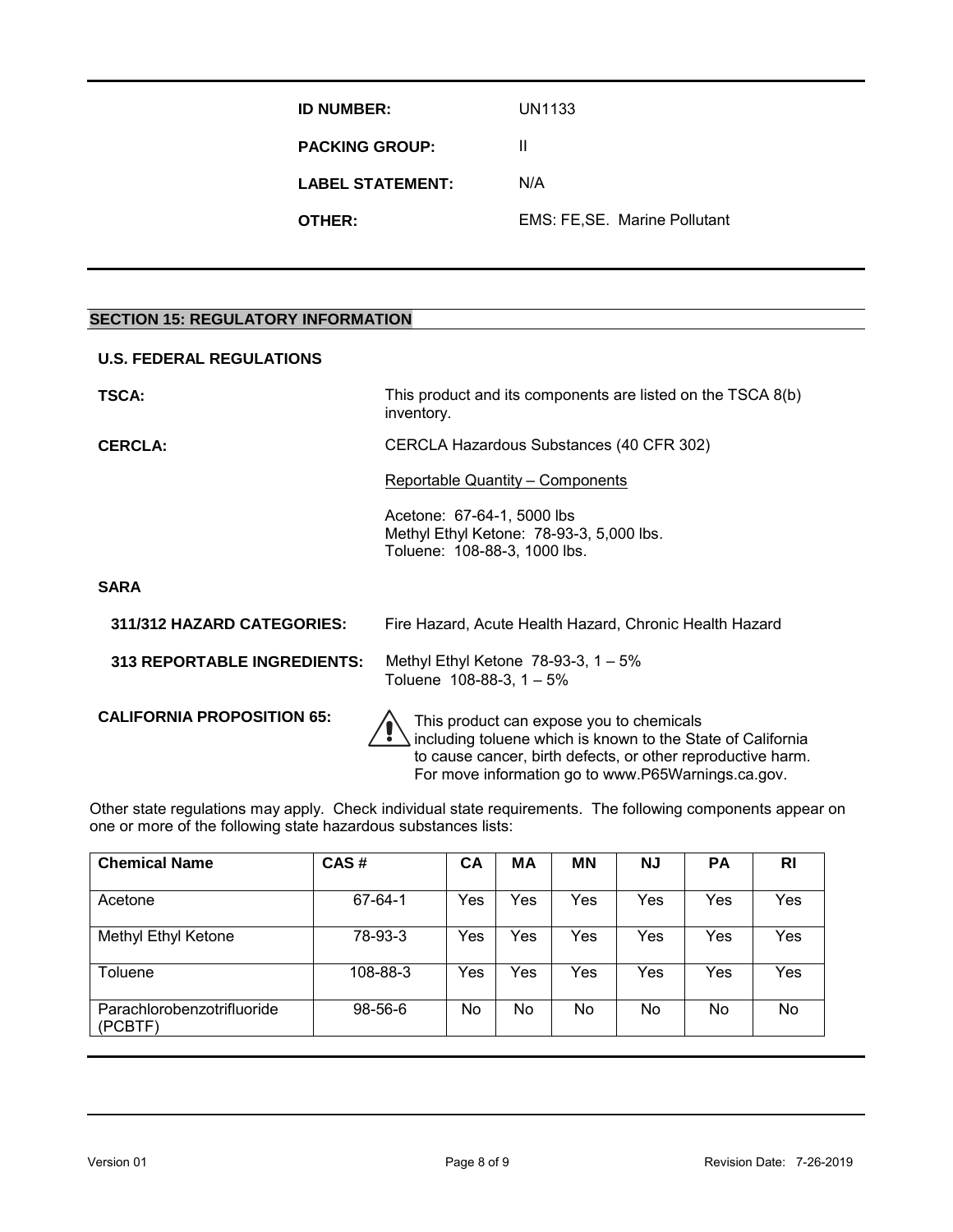| | |
|---|---|
| **ID NUMBER:** | UN1133 |
| **PACKING GROUP:** | II |
| **LABEL STATEMENT:** | N/A |
| **OTHER:** | EMS: FE,SE. Marine Pollutant |

## SECTION 15: REGULATORY INFORMATION

**U.S. FEDERAL REGULATIONS**

**TSCA:** This product and its components are listed on the TSCA 8(b) inventory.

**CERCLA:** CERCLA Hazardous Substances (40 CFR 302)

Reportable Quantity – Components

Acetone: 67-64-1, 5000 lbs
Methyl Ethyl Ketone: 78-93-3, 5,000 lbs.
Toluene: 108-88-3, 1000 lbs.

**SARA**

**311/312 HAZARD CATEGORIES:** Fire Hazard, Acute Health Hazard, Chronic Health Hazard

**313 REPORTABLE INGREDIENTS:** Methyl Ethyl Ketone 78-93-3, 1 – 5%
Toluene 108-88-3, 1 – 5%

**CALIFORNIA PROPOSITION 65:** ⚠ This product can expose you to chemicals including toluene which is known to the State of California to cause cancer, birth defects, or other reproductive harm. For move information go to www.P65Warnings.ca.gov.

Other state regulations may apply. Check individual state requirements. The following components appear on one or more of the following state hazardous substances lists:

| Chemical Name | CAS # | CA | MA | MN | NJ | PA | RI |
|---|---|---|---|---|---|---|---|
| Acetone | 67-64-1 | Yes | Yes | Yes | Yes | Yes | Yes |
| Methyl Ethyl Ketone | 78-93-3 | Yes | Yes | Yes | Yes | Yes | Yes |
| Toluene | 108-88-3 | Yes | Yes | Yes | Yes | Yes | Yes |
| Parachlorobenzotrifluoride (PCBTF) | 98-56-6 | No | No | No | No | No | No |

Version 01 Revision Date: 7-26-2019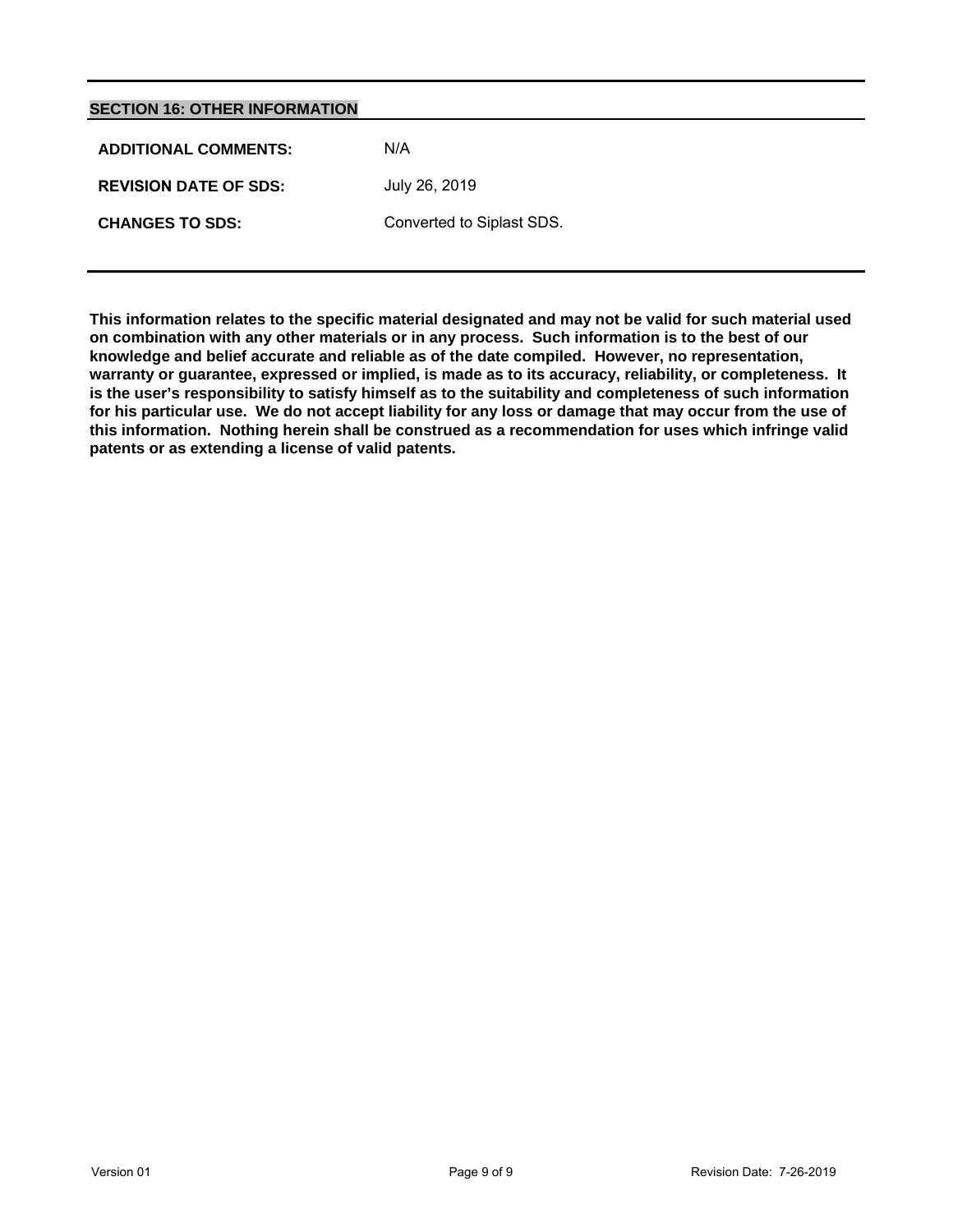## SECTION 16: OTHER INFORMATION

| | |
|---|---|
| **ADDITIONAL COMMENTS:** | N/A |
| **REVISION DATE OF SDS:** | July 26, 2019 |
| **CHANGES TO SDS:** | Converted to Siplast SDS. |

**This information relates to the specific material designated and may not be valid for such material used on combination with any other materials or in any process. Such information is to the best of our knowledge and belief accurate and reliable as of the date compiled. However, no representation, warranty or guarantee, expressed or implied, is made as to its accuracy, reliability, or completeness. It is the user's responsibility to satisfy himself as to the suitability and completeness of such information for his particular use. We do not accept liability for any loss or damage that may occur from the use of this information. Nothing herein shall be construed as a recommendation for uses which infringe valid patents or as extending a license of valid patents.**